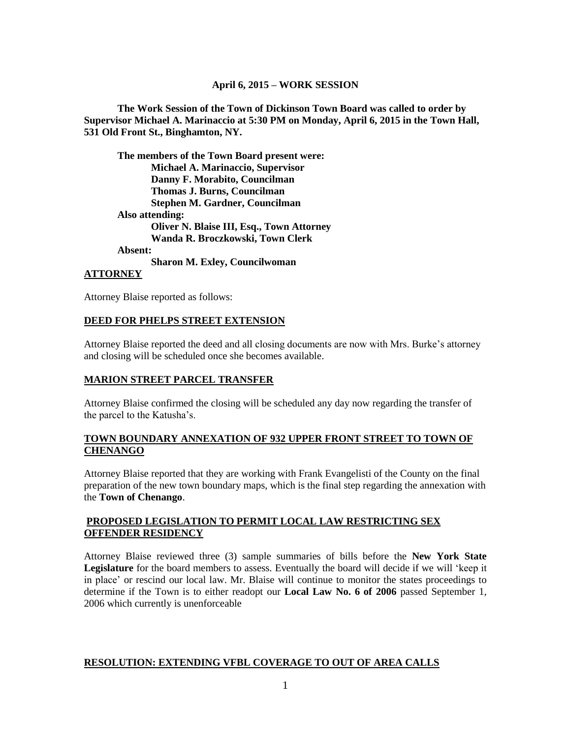**April 6, 2015 – WORK SESSION**

**The Work Session of the Town of Dickinson Town Board was called to order by Supervisor Michael A. Marinaccio at 5:30 PM on Monday, April 6, 2015 in the Town Hall, 531 Old Front St., Binghamton, NY.**

**The members of the Town Board present were:**
**Michael A. Marinaccio, Supervisor**
**Danny F. Morabito, Councilman**
**Thomas J. Burns, Councilman**
**Stephen M. Gardner, Councilman**
**Also attending:**
**Oliver N. Blaise III, Esq., Town Attorney**
**Wanda R. Broczkowski, Town Clerk**
**Absent:**
**Sharon M. Exley, Councilwoman**

**ATTORNEY**

Attorney Blaise reported as follows:

**DEED FOR PHELPS STREET EXTENSION**

Attorney Blaise reported the deed and all closing documents are now with Mrs. Burke's attorney and closing will be scheduled once she becomes available.

**MARION STREET PARCEL TRANSFER**

Attorney Blaise confirmed the closing will be scheduled any day now regarding the transfer of the parcel to the Katusha's.

**TOWN BOUNDARY ANNEXATION OF 932 UPPER FRONT STREET TO TOWN OF CHENANGO**

Attorney Blaise reported that they are working with Frank Evangelisti of the County on the final preparation of the new town boundary maps, which is the final step regarding the annexation with the **Town of Chenango**.

**PROPOSED LEGISLATION TO PERMIT LOCAL LAW RESTRICTING SEX OFFENDER RESIDENCY**

Attorney Blaise reviewed three (3) sample summaries of bills before the **New York State Legislature** for the board members to assess. Eventually the board will decide if we will 'keep it in place' or rescind our local law. Mr. Blaise will continue to monitor the states proceedings to determine if the Town is to either readopt our **Local Law No. 6 of 2006** passed September 1, 2006 which currently is unenforceable

**RESOLUTION: EXTENDING VFBL COVERAGE TO OUT OF AREA CALLS**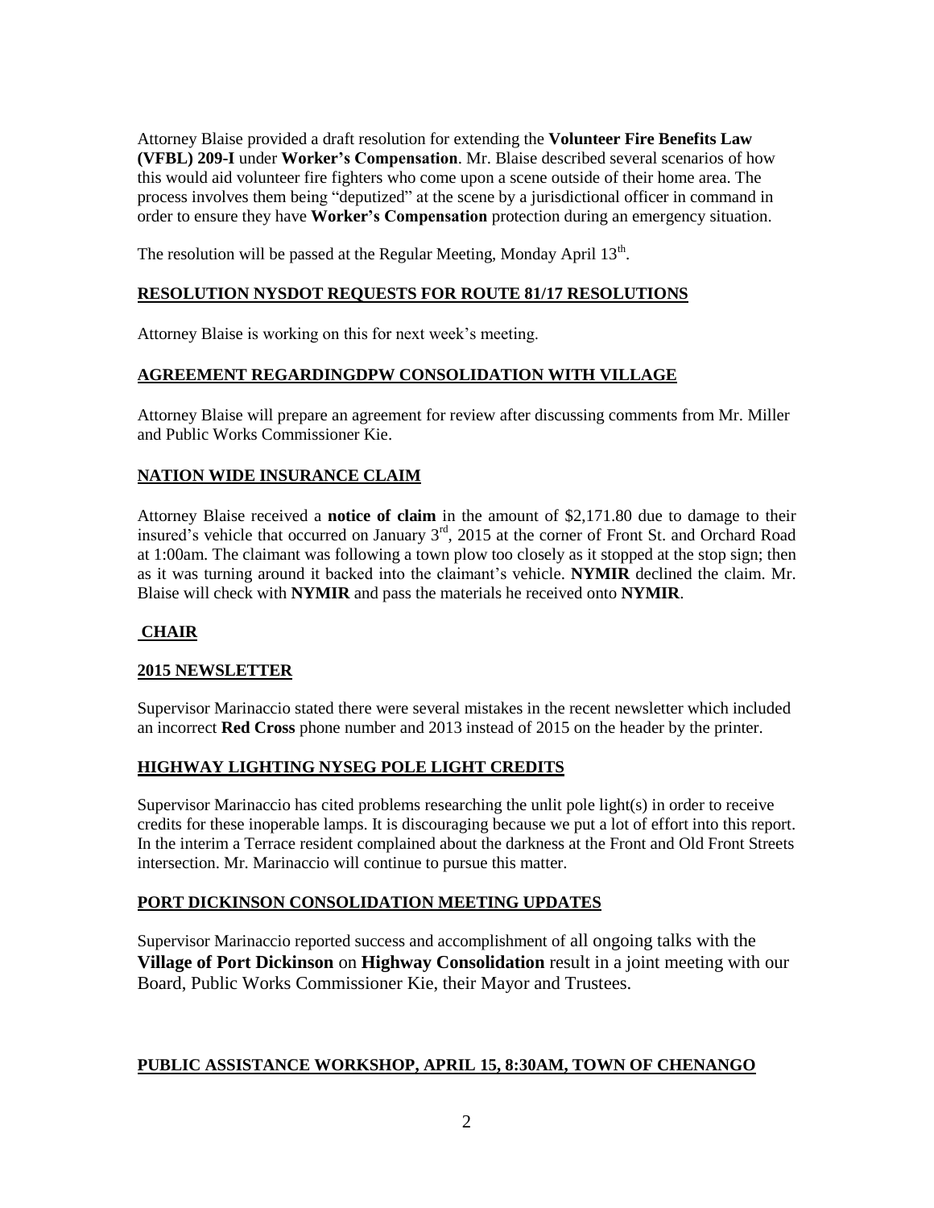Attorney Blaise provided a draft resolution for extending the **Volunteer Fire Benefits Law (VFBL) 209-I** under **Worker's Compensation**. Mr. Blaise described several scenarios of how this would aid volunteer fire fighters who come upon a scene outside of their home area. The process involves them being "deputized" at the scene by a jurisdictional officer in command in order to ensure they have **Worker's Compensation** protection during an emergency situation.

The resolution will be passed at the Regular Meeting, Monday April 13th.

**RESOLUTION NYSDOT REQUESTS FOR ROUTE 81/17 RESOLUTIONS**

Attorney Blaise is working on this for next week's meeting.

**AGREEMENT REGARDINGDPW CONSOLIDATION WITH VILLAGE**

Attorney Blaise will prepare an agreement for review after discussing comments from Mr. Miller and Public Works Commissioner Kie.

**NATION WIDE INSURANCE CLAIM**

Attorney Blaise received a **notice of claim** in the amount of $2,171.80 due to damage to their insured's vehicle that occurred on January 3rd, 2015 at the corner of Front St. and Orchard Road at 1:00am. The claimant was following a town plow too closely as it stopped at the stop sign; then as it was turning around it backed into the claimant's vehicle. **NYMIR** declined the claim. Mr. Blaise will check with **NYMIR** and pass the materials he received onto **NYMIR**.

**CHAIR**

**2015 NEWSLETTER**

Supervisor Marinaccio stated there were several mistakes in the recent newsletter which included an incorrect **Red Cross** phone number and 2013 instead of 2015 on the header by the printer.

**HIGHWAY LIGHTING NYSEG POLE LIGHT CREDITS**

Supervisor Marinaccio has cited problems researching the unlit pole light(s) in order to receive credits for these inoperable lamps. It is discouraging because we put a lot of effort into this report. In the interim a Terrace resident complained about the darkness at the Front and Old Front Streets intersection. Mr. Marinaccio will continue to pursue this matter.

**PORT DICKINSON CONSOLIDATION MEETING UPDATES**

Supervisor Marinaccio reported success and accomplishment of all ongoing talks with the **Village of Port Dickinson** on **Highway Consolidation** result in a joint meeting with our Board, Public Works Commissioner Kie, their Mayor and Trustees.

**PUBLIC ASSISTANCE WORKSHOP, APRIL 15, 8:30AM, TOWN OF CHENANGO**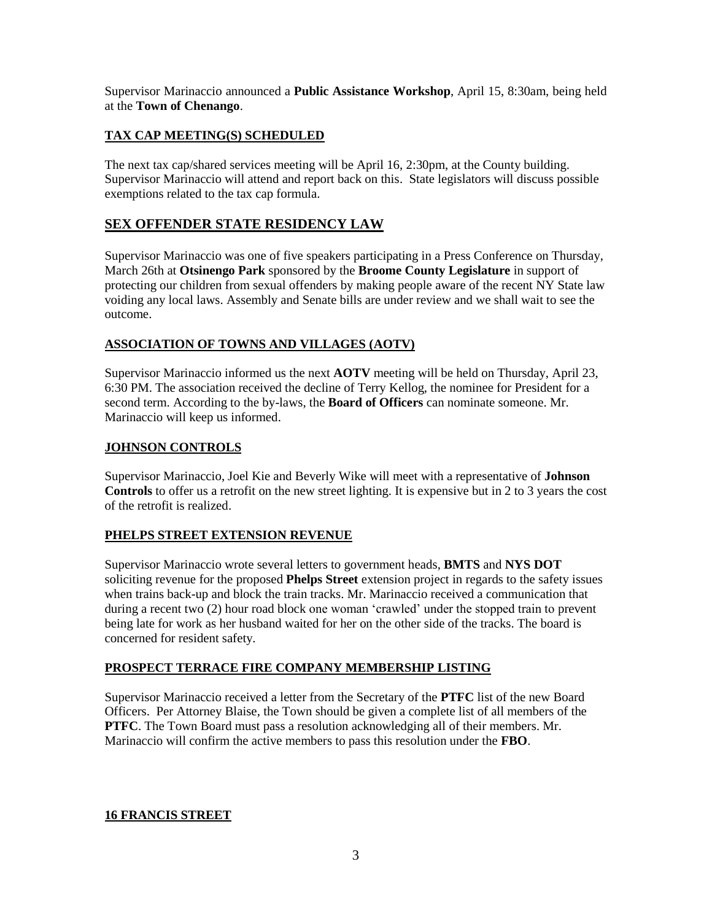Supervisor Marinaccio announced a **Public Assistance Workshop**, April 15, 8:30am, being held at the **Town of Chenango**.

## TAX CAP MEETING(S) SCHEDULED

The next tax cap/shared services meeting will be April 16, 2:30pm, at the County building. Supervisor Marinaccio will attend and report back on this. State legislators will discuss possible exemptions related to the tax cap formula.

## SEX OFFENDER STATE RESIDENCY LAW

Supervisor Marinaccio was one of five speakers participating in a Press Conference on Thursday, March 26th at **Otsinengo Park** sponsored by the **Broome County Legislature** in support of protecting our children from sexual offenders by making people aware of the recent NY State law voiding any local laws. Assembly and Senate bills are under review and we shall wait to see the outcome.

## ASSOCIATION OF TOWNS AND VILLAGES (AOTV)

Supervisor Marinaccio informed us the next **AOTV** meeting will be held on Thursday, April 23, 6:30 PM. The association received the decline of Terry Kellog, the nominee for President for a second term. According to the by-laws, the **Board of Officers** can nominate someone. Mr. Marinaccio will keep us informed.

## JOHNSON CONTROLS

Supervisor Marinaccio, Joel Kie and Beverly Wike will meet with a representative of **Johnson Controls** to offer us a retrofit on the new street lighting. It is expensive but in 2 to 3 years the cost of the retrofit is realized.

## PHELPS STREET EXTENSION REVENUE

Supervisor Marinaccio wrote several letters to government heads, **BMTS** and **NYS DOT** soliciting revenue for the proposed **Phelps Street** extension project in regards to the safety issues when trains back-up and block the train tracks. Mr. Marinaccio received a communication that during a recent two (2) hour road block one woman 'crawled' under the stopped train to prevent being late for work as her husband waited for her on the other side of the tracks. The board is concerned for resident safety.

## PROSPECT TERRACE FIRE COMPANY MEMBERSHIP LISTING

Supervisor Marinaccio received a letter from the Secretary of the **PTFC** list of the new Board Officers. Per Attorney Blaise, the Town should be given a complete list of all members of the **PTFC**. The Town Board must pass a resolution acknowledging all of their members. Mr. Marinaccio will confirm the active members to pass this resolution under the **FBO**.

## 16 FRANCIS STREET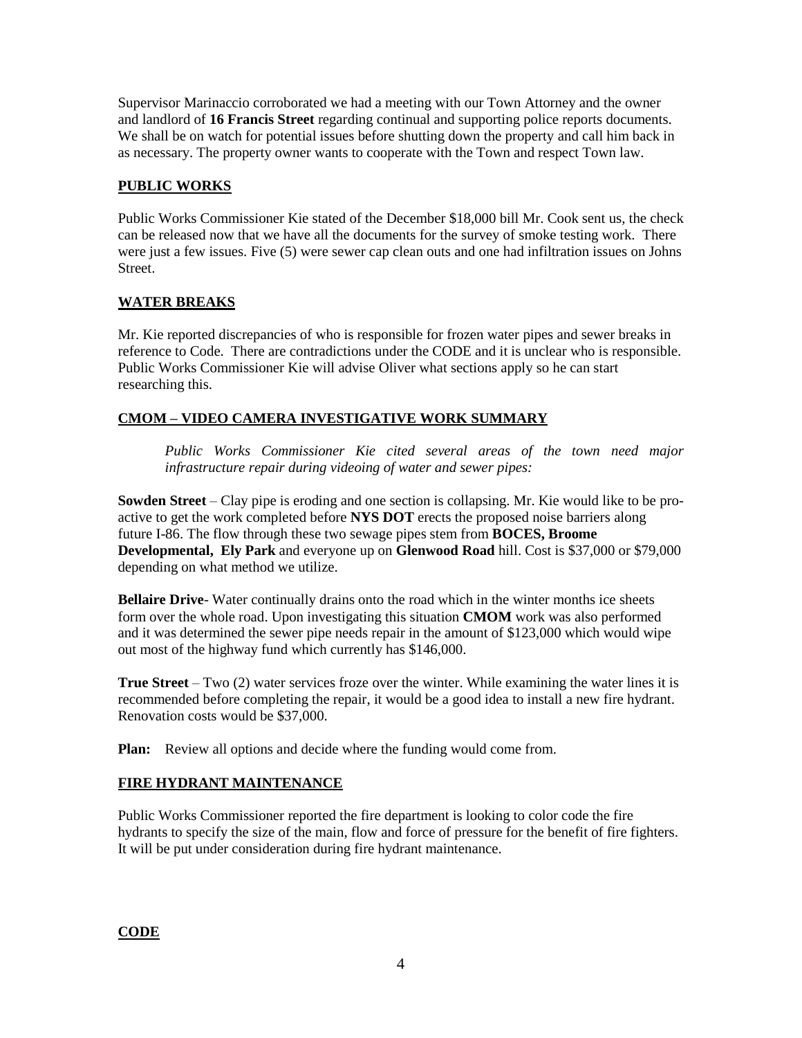Supervisor Marinaccio corroborated we had a meeting with our Town Attorney and the owner and landlord of **16 Francis Street** regarding continual and supporting police reports documents. We shall be on watch for potential issues before shutting down the property and call him back in as necessary. The property owner wants to cooperate with the Town and respect Town law.

## PUBLIC WORKS

Public Works Commissioner Kie stated of the December $18,000 bill Mr. Cook sent us, the check can be released now that we have all the documents for the survey of smoke testing work. There were just a few issues. Five (5) were sewer cap clean outs and one had infiltration issues on Johns Street.

## WATER BREAKS

Mr. Kie reported discrepancies of who is responsible for frozen water pipes and sewer breaks in reference to Code. There are contradictions under the CODE and it is unclear who is responsible. Public Works Commissioner Kie will advise Oliver what sections apply so he can start researching this.

## CMOM – VIDEO CAMERA INVESTIGATIVE WORK SUMMARY

*Public Works Commissioner Kie cited several areas of the town need major infrastructure repair during videoing of water and sewer pipes:*

**Sowden Street** – Clay pipe is eroding and one section is collapsing. Mr. Kie would like to be pro-active to get the work completed before **NYS DOT** erects the proposed noise barriers along future I-86. The flow through these two sewage pipes stem from **BOCES, Broome Developmental, Ely Park** and everyone up on **Glenwood Road** hill. Cost is $37,000 or $79,000 depending on what method we utilize.

**Bellaire Drive**- Water continually drains onto the road which in the winter months ice sheets form over the whole road. Upon investigating this situation **CMOM** work was also performed and it was determined the sewer pipe needs repair in the amount of $123,000 which would wipe out most of the highway fund which currently has $146,000.

**True Street** – Two (2) water services froze over the winter. While examining the water lines it is recommended before completing the repair, it would be a good idea to install a new fire hydrant. Renovation costs would be $37,000.

**Plan:** Review all options and decide where the funding would come from.

## FIRE HYDRANT MAINTENANCE

Public Works Commissioner reported the fire department is looking to color code the fire hydrants to specify the size of the main, flow and force of pressure for the benefit of fire fighters. It will be put under consideration during fire hydrant maintenance.

## CODE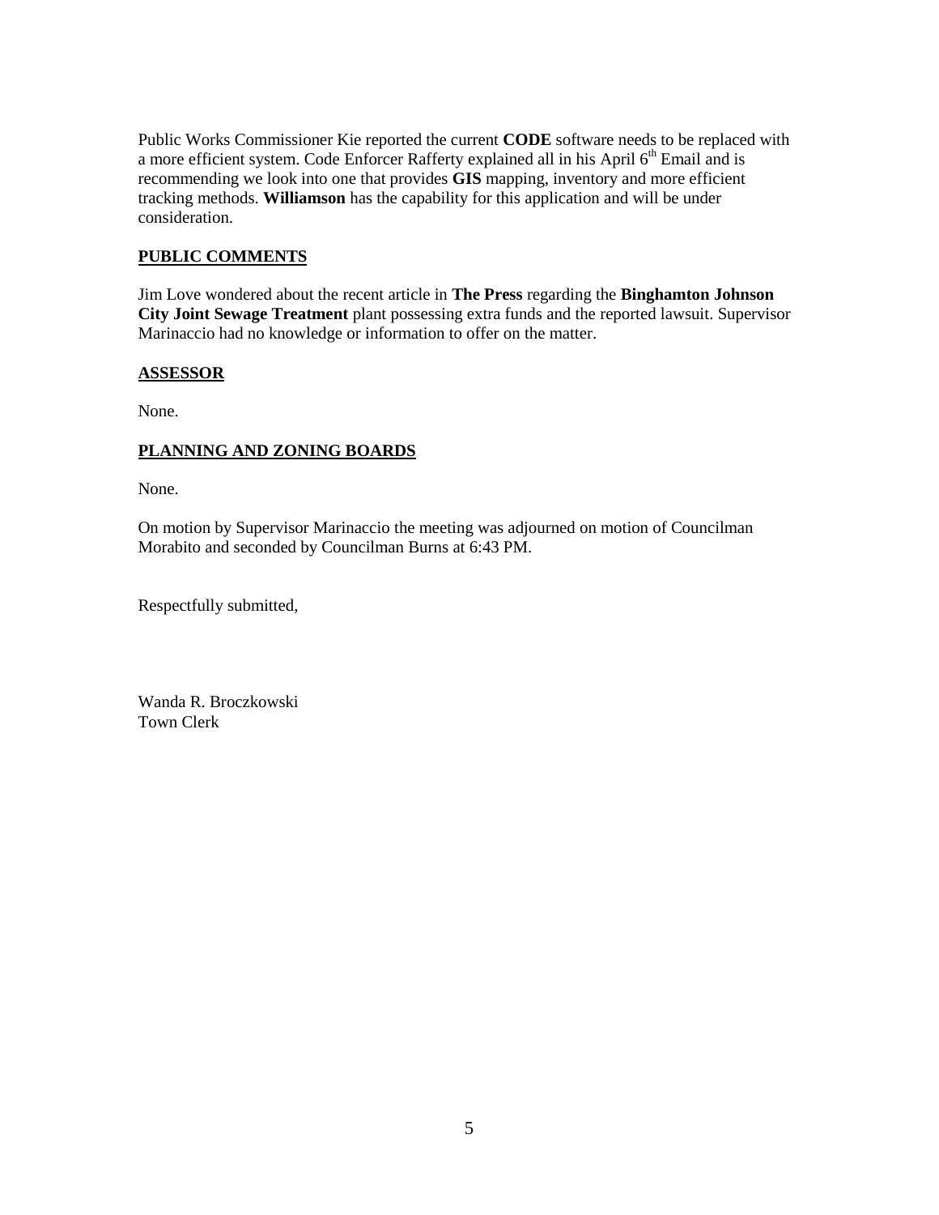Public Works Commissioner Kie reported the current **CODE** software needs to be replaced with a more efficient system. Code Enforcer Rafferty explained all in his April 6th Email and is recommending we look into one that provides **GIS** mapping, inventory and more efficient tracking methods. **Williamson** has the capability for this application and will be under consideration.

**PUBLIC COMMENTS**

Jim Love wondered about the recent article in **The Press** regarding the **Binghamton Johnson City Joint Sewage Treatment** plant possessing extra funds and the reported lawsuit. Supervisor Marinaccio had no knowledge or information to offer on the matter.

**ASSESSOR**

None.

**PLANNING AND ZONING BOARDS**

None.

On motion by Supervisor Marinaccio the meeting was adjourned on motion of Councilman Morabito and seconded by Councilman Burns at 6:43 PM.

Respectfully submitted,

Wanda R. Broczkowski
Town Clerk